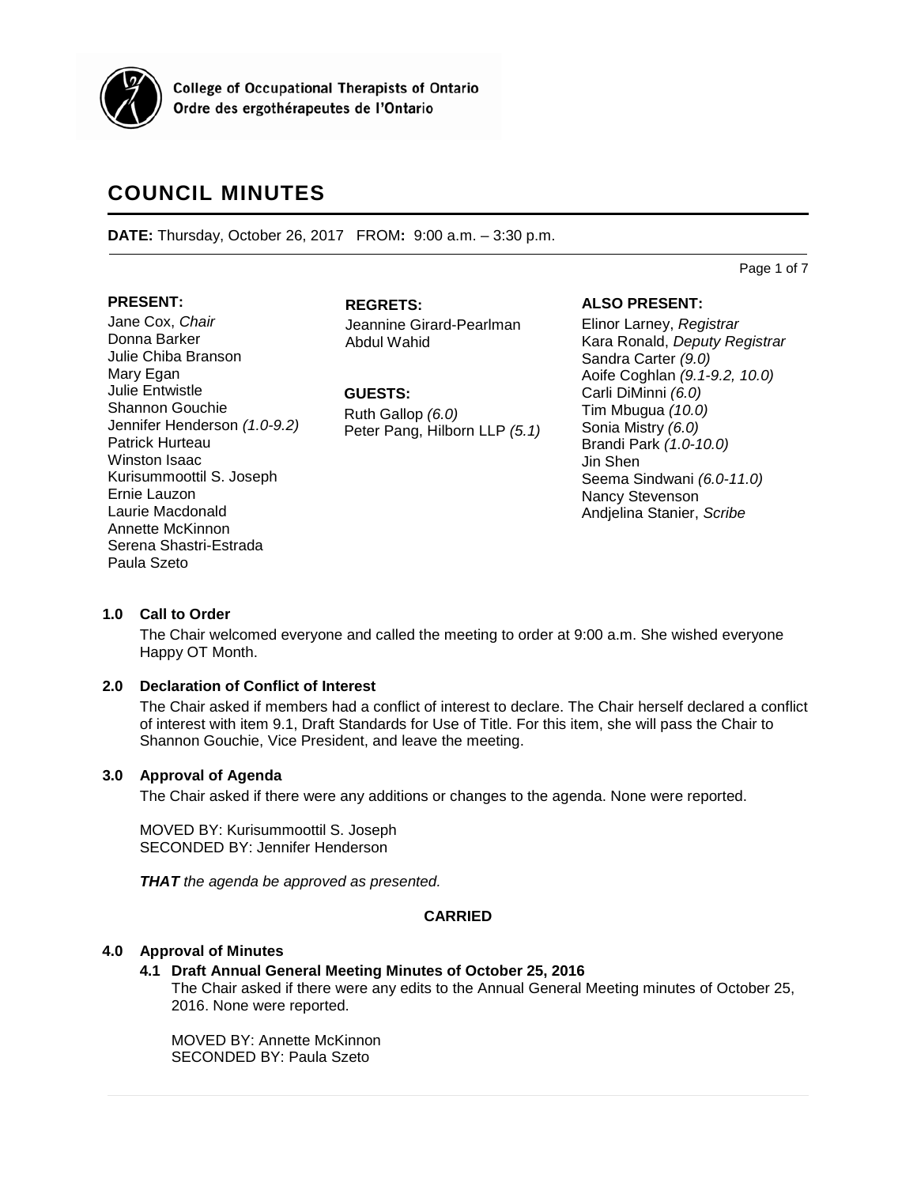College of Occupational Therapists of Ontario
Ordre des ergothérapeutes de l'Ontario

# COUNCIL MINUTES

**DATE:** Thursday, October 26, 2017 FROM**:** 9:00 a.m. – 3:30 p.m.

**PRESENT:**
Jane Cox, *Chair*
Donna Barker
Julie Chiba Branson
Mary Egan
Julie Entwistle
Shannon Gouchie
Jennifer Henderson *(1.0-9.2)*
Patrick Hurteau
Winston Isaac
Kurisummoottil S. Joseph
Ernie Lauzon
Laurie Macdonald
Annette McKinnon
Serena Shastri-Estrada
Paula Szeto

**REGRETS:**
Jeannine Girard-Pearlman
Abdul Wahid

**GUESTS:**
Ruth Gallop *(6.0)*
Peter Pang, Hilborn LLP *(5.1)*

**ALSO PRESENT:**
Elinor Larney, *Registrar*
Kara Ronald, *Deputy Registrar*
Sandra Carter *(9.0)*
Aoife Coghlan *(9.1-9.2, 10.0)*
Carli DiMinni *(6.0)*
Tim Mbugua *(10.0)*
Sonia Mistry *(6.0)*
Brandi Park *(1.0-10.0)*
Jin Shen
Seema Sindwani *(6.0-11.0)*
Nancy Stevenson
Andjelina Stanier, *Scribe*

## 1.0 Call to Order

The Chair welcomed everyone and called the meeting to order at 9:00 a.m. She wished everyone Happy OT Month.

## 2.0 Declaration of Conflict of Interest

The Chair asked if members had a conflict of interest to declare. The Chair herself declared a conflict of interest with item 9.1, Draft Standards for Use of Title. For this item, she will pass the Chair to Shannon Gouchie, Vice President, and leave the meeting.

## 3.0 Approval of Agenda

The Chair asked if there were any additions or changes to the agenda. None were reported.

MOVED BY: Kurisummoottil S. Joseph
SECONDED BY: Jennifer Henderson

***THAT*** *the agenda be approved as presented.*

**CARRIED**

## 4.0 Approval of Minutes

### 4.1 Draft Annual General Meeting Minutes of October 25, 2016

The Chair asked if there were any edits to the Annual General Meeting minutes of October 25, 2016. None were reported.

MOVED BY: Annette McKinnon
SECONDED BY: Paula Szeto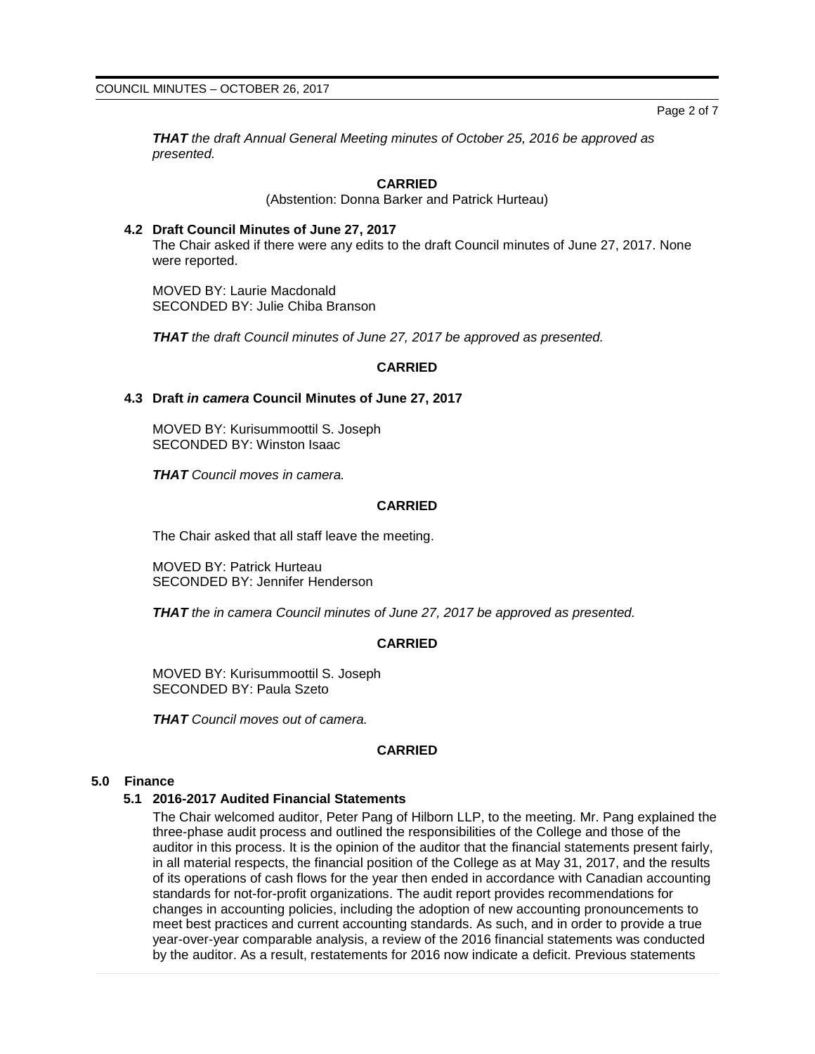***THAT*** *the draft Annual General Meeting minutes of October 25, 2016 be approved as presented.*

**CARRIED**

(Abstention: Donna Barker and Patrick Hurteau)

### 4.2 Draft Council Minutes of June 27, 2017

The Chair asked if there were any edits to the draft Council minutes of June 27, 2017. None were reported.

MOVED BY: Laurie Macdonald
SECONDED BY: Julie Chiba Branson

***THAT*** *the draft Council minutes of June 27, 2017 be approved as presented.*

**CARRIED**

### 4.3 Draft *in camera* Council Minutes of June 27, 2017

MOVED BY: Kurisummoottil S. Joseph
SECONDED BY: Winston Isaac

***THAT*** *Council moves in camera.*

**CARRIED**

The Chair asked that all staff leave the meeting.

MOVED BY: Patrick Hurteau
SECONDED BY: Jennifer Henderson

***THAT*** *the in camera Council minutes of June 27, 2017 be approved as presented.*

**CARRIED**

MOVED BY: Kurisummoottil S. Joseph
SECONDED BY: Paula Szeto

***THAT*** *Council moves out of camera.*

**CARRIED**

## 5.0 Finance

### 5.1 2016-2017 Audited Financial Statements

The Chair welcomed auditor, Peter Pang of Hilborn LLP, to the meeting. Mr. Pang explained the three-phase audit process and outlined the responsibilities of the College and those of the auditor in this process. It is the opinion of the auditor that the financial statements present fairly, in all material respects, the financial position of the College as at May 31, 2017, and the results of its operations of cash flows for the year then ended in accordance with Canadian accounting standards for not-for-profit organizations. The audit report provides recommendations for changes in accounting policies, including the adoption of new accounting pronouncements to meet best practices and current accounting standards. As such, and in order to provide a true year-over-year comparable analysis, a review of the 2016 financial statements was conducted by the auditor. As a result, restatements for 2016 now indicate a deficit. Previous statements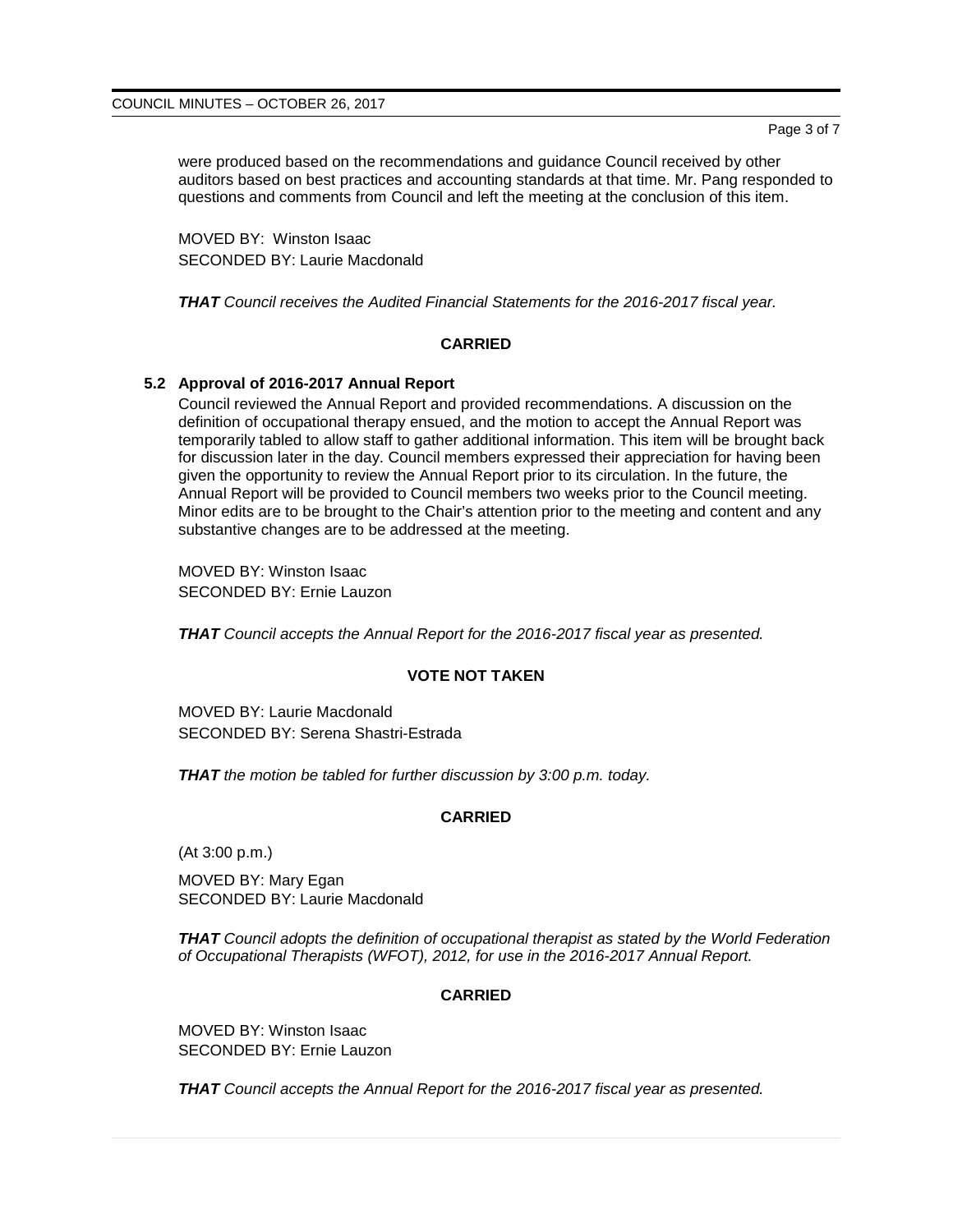were produced based on the recommendations and guidance Council received by other auditors based on best practices and accounting standards at that time. Mr. Pang responded to questions and comments from Council and left the meeting at the conclusion of this item.

MOVED BY: Winston Isaac
SECONDED BY: Laurie Macdonald

***THAT*** *Council receives the Audited Financial Statements for the 2016-2017 fiscal year.*

**CARRIED**

### 5.2 Approval of 2016-2017 Annual Report

Council reviewed the Annual Report and provided recommendations. A discussion on the definition of occupational therapy ensued, and the motion to accept the Annual Report was temporarily tabled to allow staff to gather additional information. This item will be brought back for discussion later in the day. Council members expressed their appreciation for having been given the opportunity to review the Annual Report prior to its circulation. In the future, the Annual Report will be provided to Council members two weeks prior to the Council meeting. Minor edits are to be brought to the Chair's attention prior to the meeting and content and any substantive changes are to be addressed at the meeting.

MOVED BY: Winston Isaac
SECONDED BY: Ernie Lauzon

***THAT*** *Council accepts the Annual Report for the 2016-2017 fiscal year as presented.*

**VOTE NOT TAKEN**

MOVED BY: Laurie Macdonald
SECONDED BY: Serena Shastri-Estrada

***THAT*** *the motion be tabled for further discussion by 3:00 p.m. today.*

**CARRIED**

(At 3:00 p.m.)

MOVED BY: Mary Egan
SECONDED BY: Laurie Macdonald

***THAT*** *Council adopts the definition of occupational therapist as stated by the World Federation of Occupational Therapists (WFOT), 2012, for use in the 2016-2017 Annual Report.*

**CARRIED**

MOVED BY: Winston Isaac
SECONDED BY: Ernie Lauzon

***THAT*** *Council accepts the Annual Report for the 2016-2017 fiscal year as presented.*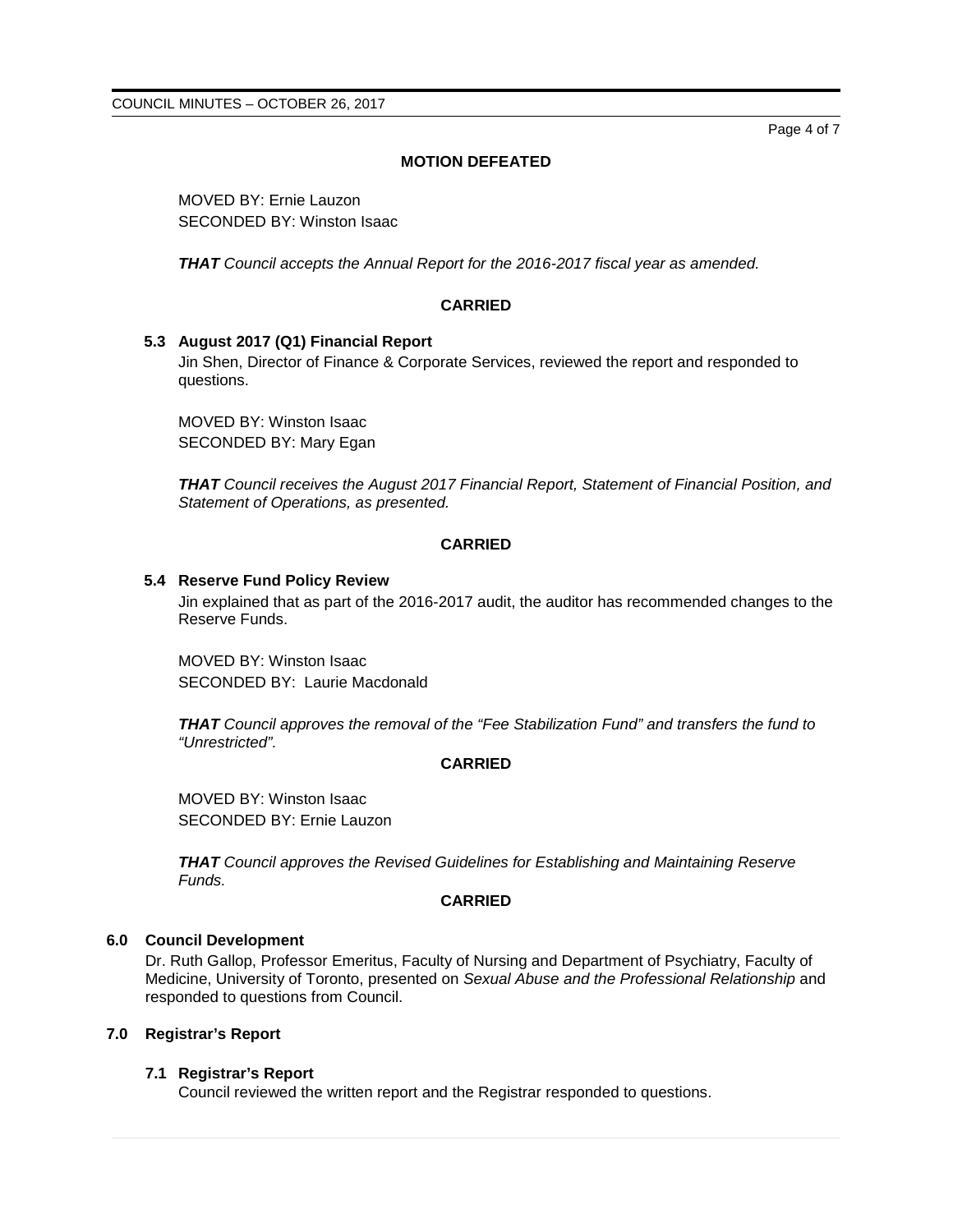**MOTION DEFEATED**

MOVED BY: Ernie Lauzon
SECONDED BY: Winston Isaac

***THAT** Council accepts the Annual Report for the 2016-2017 fiscal year as amended.*

**CARRIED**

### 5.3 August 2017 (Q1) Financial Report

Jin Shen, Director of Finance & Corporate Services, reviewed the report and responded to questions.

MOVED BY: Winston Isaac
SECONDED BY: Mary Egan

***THAT** Council receives the August 2017 Financial Report, Statement of Financial Position, and Statement of Operations, as presented.*

**CARRIED**

### 5.4 Reserve Fund Policy Review

Jin explained that as part of the 2016-2017 audit, the auditor has recommended changes to the Reserve Funds.

MOVED BY: Winston Isaac
SECONDED BY: Laurie Macdonald

***THAT** Council approves the removal of the "Fee Stabilization Fund" and transfers the fund to "Unrestricted".*

**CARRIED**

MOVED BY: Winston Isaac
SECONDED BY: Ernie Lauzon

***THAT** Council approves the Revised Guidelines for Establishing and Maintaining Reserve Funds.*

**CARRIED**

## 6.0 Council Development

Dr. Ruth Gallop, Professor Emeritus, Faculty of Nursing and Department of Psychiatry, Faculty of Medicine, University of Toronto, presented on *Sexual Abuse and the Professional Relationship* and responded to questions from Council.

## 7.0 Registrar's Report

### 7.1 Registrar's Report

Council reviewed the written report and the Registrar responded to questions.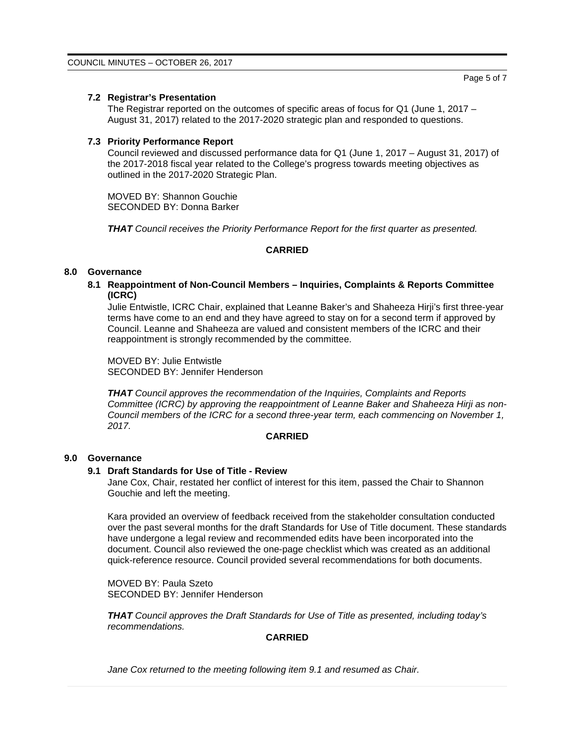### 7.2 Registrar's Presentation

The Registrar reported on the outcomes of specific areas of focus for Q1 (June 1, 2017 – August 31, 2017) related to the 2017-2020 strategic plan and responded to questions.

### 7.3 Priority Performance Report

Council reviewed and discussed performance data for Q1 (June 1, 2017 – August 31, 2017) of the 2017-2018 fiscal year related to the College's progress towards meeting objectives as outlined in the 2017-2020 Strategic Plan.

MOVED BY: Shannon Gouchie
SECONDED BY: Donna Barker

***THAT*** *Council receives the Priority Performance Report for the first quarter as presented.*

**CARRIED**

## 8.0 Governance

### 8.1 Reappointment of Non-Council Members – Inquiries, Complaints & Reports Committee (ICRC)

Julie Entwistle, ICRC Chair, explained that Leanne Baker's and Shaheeza Hirji's first three-year terms have come to an end and they have agreed to stay on for a second term if approved by Council. Leanne and Shaheeza are valued and consistent members of the ICRC and their reappointment is strongly recommended by the committee.

MOVED BY: Julie Entwistle
SECONDED BY: Jennifer Henderson

***THAT*** *Council approves the recommendation of the Inquiries, Complaints and Reports Committee (ICRC) by approving the reappointment of Leanne Baker and Shaheeza Hirji as non-Council members of the ICRC for a second three-year term, each commencing on November 1, 2017.*

**CARRIED**

## 9.0 Governance

### 9.1 Draft Standards for Use of Title - Review

Jane Cox, Chair, restated her conflict of interest for this item, passed the Chair to Shannon Gouchie and left the meeting.

Kara provided an overview of feedback received from the stakeholder consultation conducted over the past several months for the draft Standards for Use of Title document. These standards have undergone a legal review and recommended edits have been incorporated into the document. Council also reviewed the one-page checklist which was created as an additional quick-reference resource. Council provided several recommendations for both documents.

MOVED BY: Paula Szeto
SECONDED BY: Jennifer Henderson

***THAT*** *Council approves the Draft Standards for Use of Title as presented, including today's recommendations.*

**CARRIED**

*Jane Cox returned to the meeting following item 9.1 and resumed as Chair.*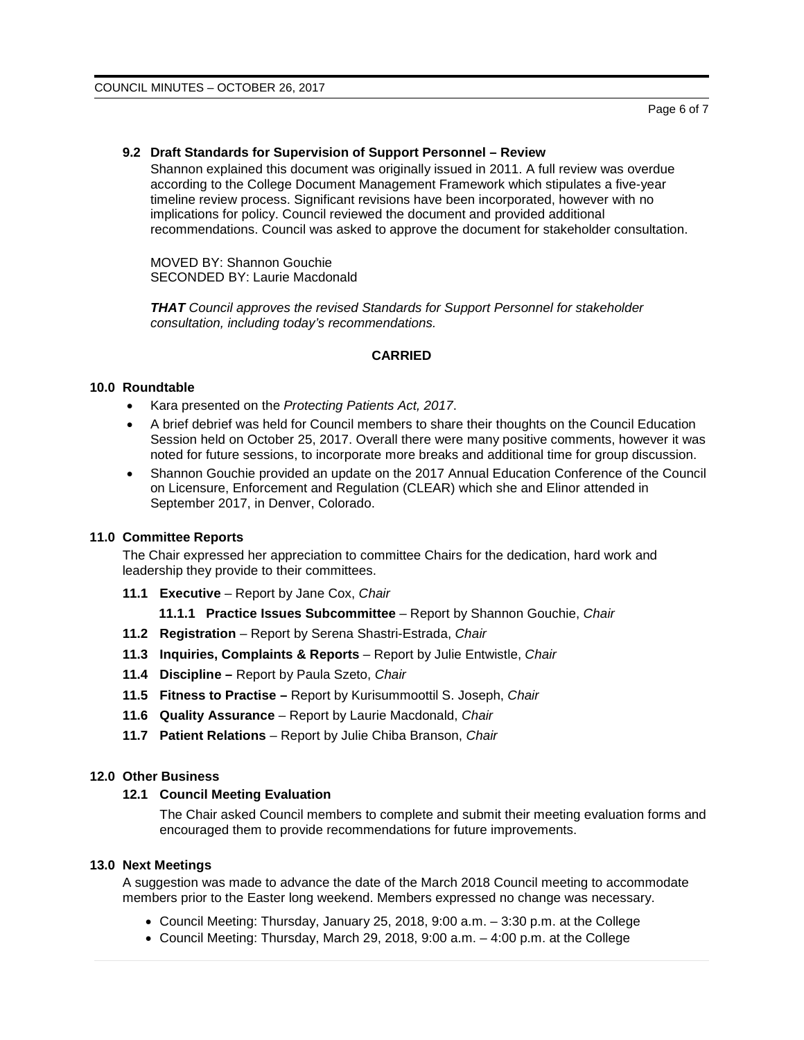### 9.2 Draft Standards for Supervision of Support Personnel – Review

Shannon explained this document was originally issued in 2011. A full review was overdue according to the College Document Management Framework which stipulates a five-year timeline review process. Significant revisions have been incorporated, however with no implications for policy. Council reviewed the document and provided additional recommendations. Council was asked to approve the document for stakeholder consultation.

MOVED BY: Shannon Gouchie
SECONDED BY: Laurie Macdonald

***THAT*** *Council approves the revised Standards for Support Personnel for stakeholder consultation, including today's recommendations.*

**CARRIED**

## 10.0 Roundtable

- Kara presented on the *Protecting Patients Act, 2017*.
- A brief debrief was held for Council members to share their thoughts on the Council Education Session held on October 25, 2017. Overall there were many positive comments, however it was noted for future sessions, to incorporate more breaks and additional time for group discussion.
- Shannon Gouchie provided an update on the 2017 Annual Education Conference of the Council on Licensure, Enforcement and Regulation (CLEAR) which she and Elinor attended in September 2017, in Denver, Colorado.

## 11.0 Committee Reports

The Chair expressed her appreciation to committee Chairs for the dedication, hard work and leadership they provide to their committees.

- **11.1 Executive** – Report by Jane Cox, *Chair*
  - **11.1.1 Practice Issues Subcommittee** – Report by Shannon Gouchie, *Chair*
- **11.2 Registration** – Report by Serena Shastri-Estrada, *Chair*
- **11.3 Inquiries, Complaints & Reports** – Report by Julie Entwistle, *Chair*
- **11.4 Discipline –** Report by Paula Szeto, *Chair*
- **11.5 Fitness to Practise –** Report by Kurisummoottil S. Joseph, *Chair*
- **11.6 Quality Assurance** – Report by Laurie Macdonald, *Chair*
- **11.7 Patient Relations** – Report by Julie Chiba Branson, *Chair*

## 12.0 Other Business

### 12.1 Council Meeting Evaluation

The Chair asked Council members to complete and submit their meeting evaluation forms and encouraged them to provide recommendations for future improvements.

## 13.0 Next Meetings

A suggestion was made to advance the date of the March 2018 Council meeting to accommodate members prior to the Easter long weekend. Members expressed no change was necessary.

- Council Meeting: Thursday, January 25, 2018, 9:00 a.m. – 3:30 p.m. at the College
- Council Meeting: Thursday, March 29, 2018, 9:00 a.m. – 4:00 p.m. at the College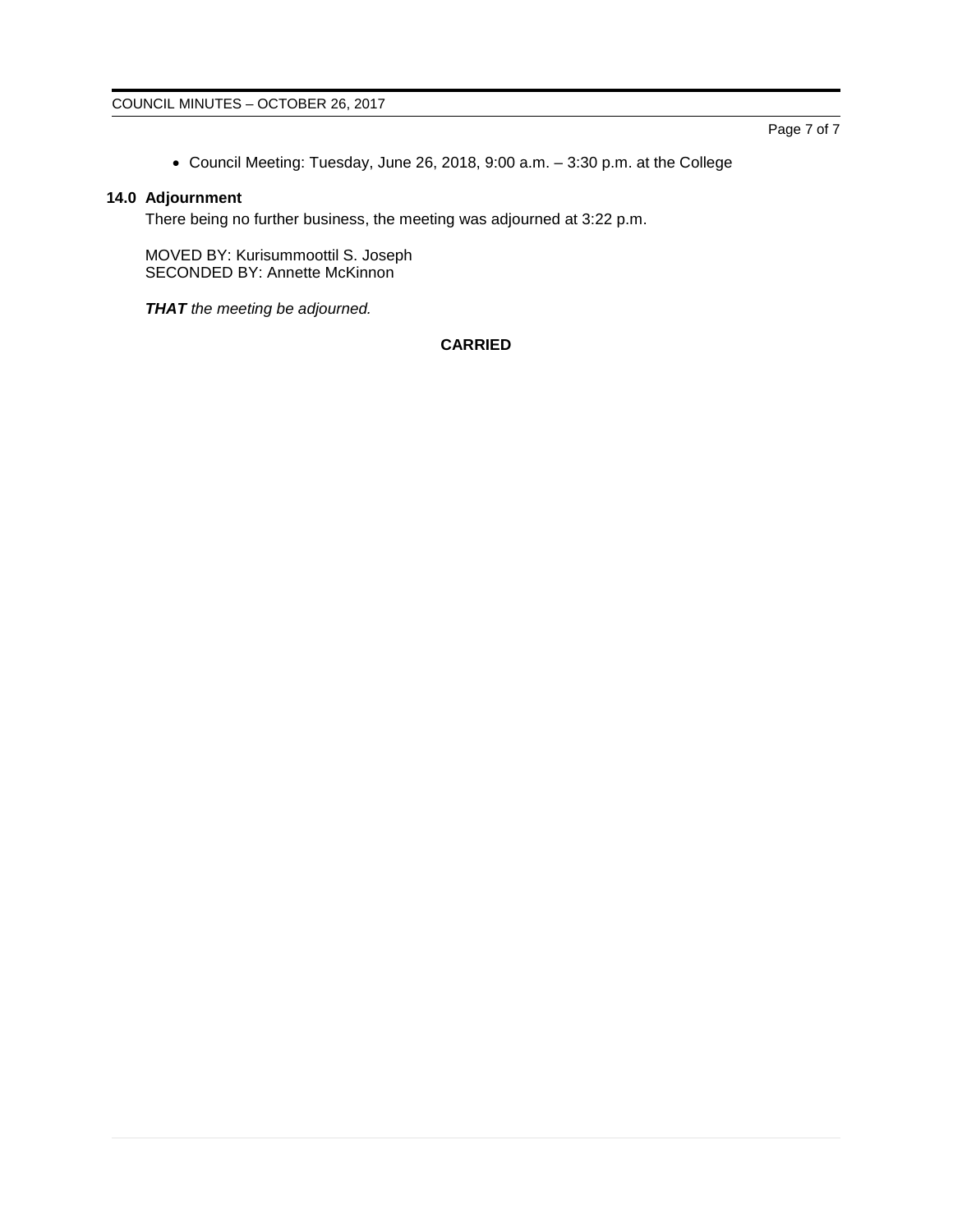- Council Meeting: Tuesday, June 26, 2018, 9:00 a.m. – 3:30 p.m. at the College

## 14.0 Adjournment

There being no further business, the meeting was adjourned at 3:22 p.m.

MOVED BY: Kurisummoottil S. Joseph
SECONDED BY: Annette McKinnon

***THAT*** *the meeting be adjourned.*

**CARRIED**